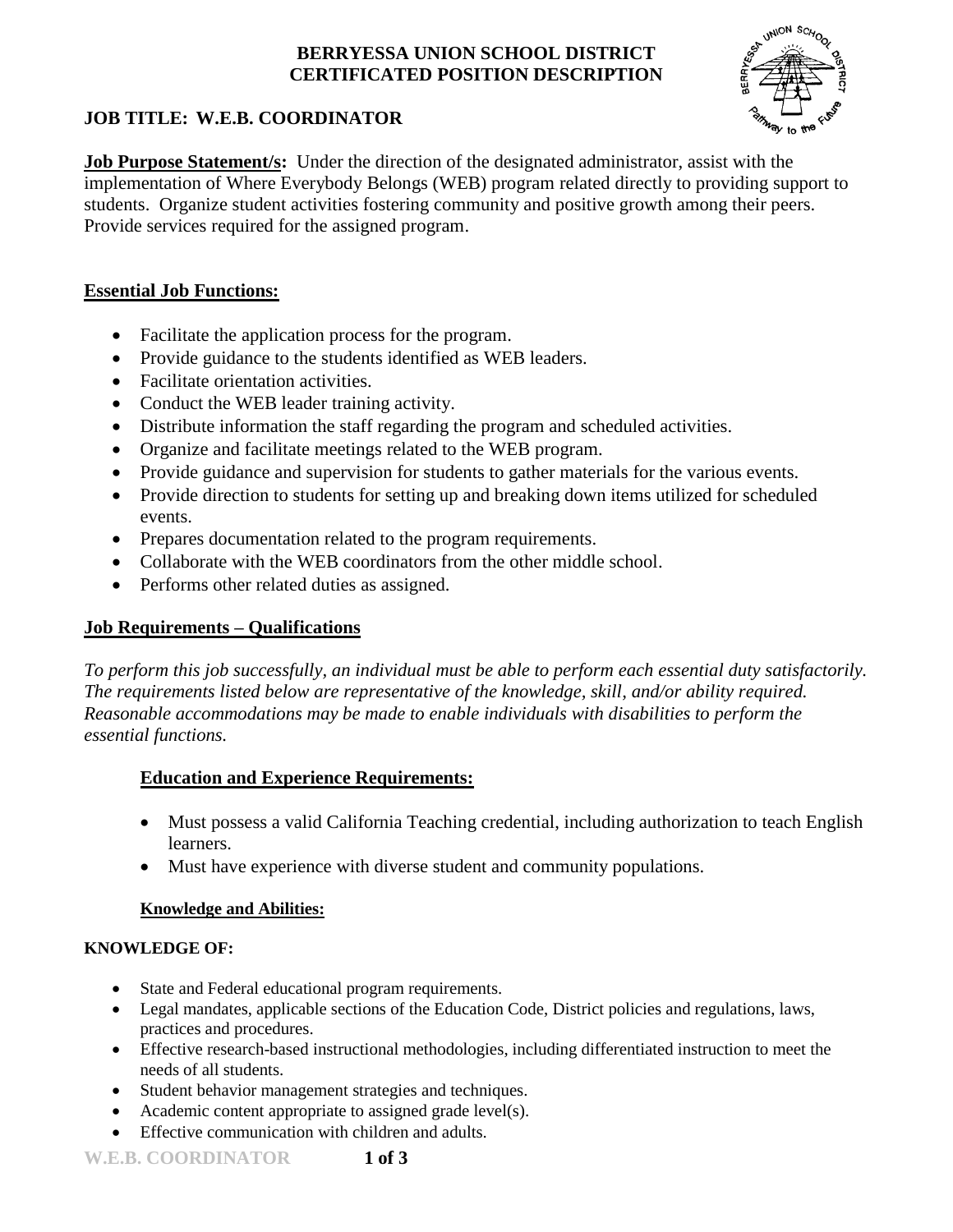**BERRYESSA UNION SCHOOL DISTRICT**
**CERTIFICATED POSITION DESCRIPTION**

## JOB TITLE: W.E.B. COORDINATOR

**Job Purpose Statement/s:** Under the direction of the designated administrator, assist with the implementation of Where Everybody Belongs (WEB) program related directly to providing support to students. Organize student activities fostering community and positive growth among their peers. Provide services required for the assigned program.

## Essential Job Functions:

- Facilitate the application process for the program.
- Provide guidance to the students identified as WEB leaders.
- Facilitate orientation activities.
- Conduct the WEB leader training activity.
- Distribute information the staff regarding the program and scheduled activities.
- Organize and facilitate meetings related to the WEB program.
- Provide guidance and supervision for students to gather materials for the various events.
- Provide direction to students for setting up and breaking down items utilized for scheduled events.
- Prepares documentation related to the program requirements.
- Collaborate with the WEB coordinators from the other middle school.
- Performs other related duties as assigned.

## Job Requirements – Qualifications

*To perform this job successfully, an individual must be able to perform each essential duty satisfactorily. The requirements listed below are representative of the knowledge, skill, and/or ability required. Reasonable accommodations may be made to enable individuals with disabilities to perform the essential functions.*

### Education and Experience Requirements:

- Must possess a valid California Teaching credential, including authorization to teach English learners.
- Must have experience with diverse student and community populations.

### Knowledge and Abilities:

**KNOWLEDGE OF:**

- State and Federal educational program requirements.
- Legal mandates, applicable sections of the Education Code, District policies and regulations, laws, practices and procedures.
- Effective research-based instructional methodologies, including differentiated instruction to meet the needs of all students.
- Student behavior management strategies and techniques.
- Academic content appropriate to assigned grade level(s).
- Effective communication with children and adults.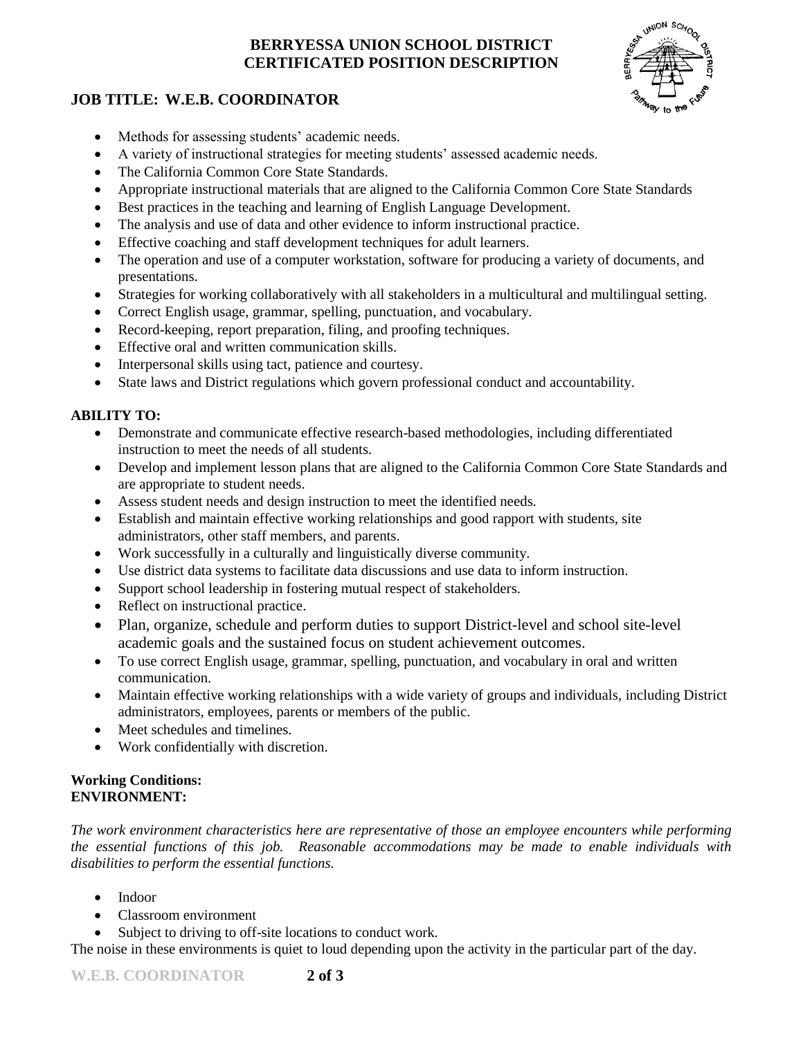- Methods for assessing students' academic needs.
- A variety of instructional strategies for meeting students' assessed academic needs.
- The California Common Core State Standards.
- Appropriate instructional materials that are aligned to the California Common Core State Standards
- Best practices in the teaching and learning of English Language Development.
- The analysis and use of data and other evidence to inform instructional practice.
- Effective coaching and staff development techniques for adult learners.
- The operation and use of a computer workstation, software for producing a variety of documents, and presentations.
- Strategies for working collaboratively with all stakeholders in a multicultural and multilingual setting.
- Correct English usage, grammar, spelling, punctuation, and vocabulary.
- Record-keeping, report preparation, filing, and proofing techniques.
- Effective oral and written communication skills.
- Interpersonal skills using tact, patience and courtesy.
- State laws and District regulations which govern professional conduct and accountability.

**ABILITY TO:**

- Demonstrate and communicate effective research-based methodologies, including differentiated instruction to meet the needs of all students.
- Develop and implement lesson plans that are aligned to the California Common Core State Standards and are appropriate to student needs.
- Assess student needs and design instruction to meet the identified needs.
- Establish and maintain effective working relationships and good rapport with students, site administrators, other staff members, and parents.
- Work successfully in a culturally and linguistically diverse community.
- Use district data systems to facilitate data discussions and use data to inform instruction.
- Support school leadership in fostering mutual respect of stakeholders.
- Reflect on instructional practice.
- Plan, organize, schedule and perform duties to support District-level and school site-level academic goals and the sustained focus on student achievement outcomes.
- To use correct English usage, grammar, spelling, punctuation, and vocabulary in oral and written communication.
- Maintain effective working relationships with a wide variety of groups and individuals, including District administrators, employees, parents or members of the public.
- Meet schedules and timelines.
- Work confidentially with discretion.

**Working Conditions:**
**ENVIRONMENT:**

*The work environment characteristics here are representative of those an employee encounters while performing the essential functions of this job. Reasonable accommodations may be made to enable individuals with disabilities to perform the essential functions.*

- Indoor
- Classroom environment
- Subject to driving to off-site locations to conduct work.

The noise in these environments is quiet to loud depending upon the activity in the particular part of the day.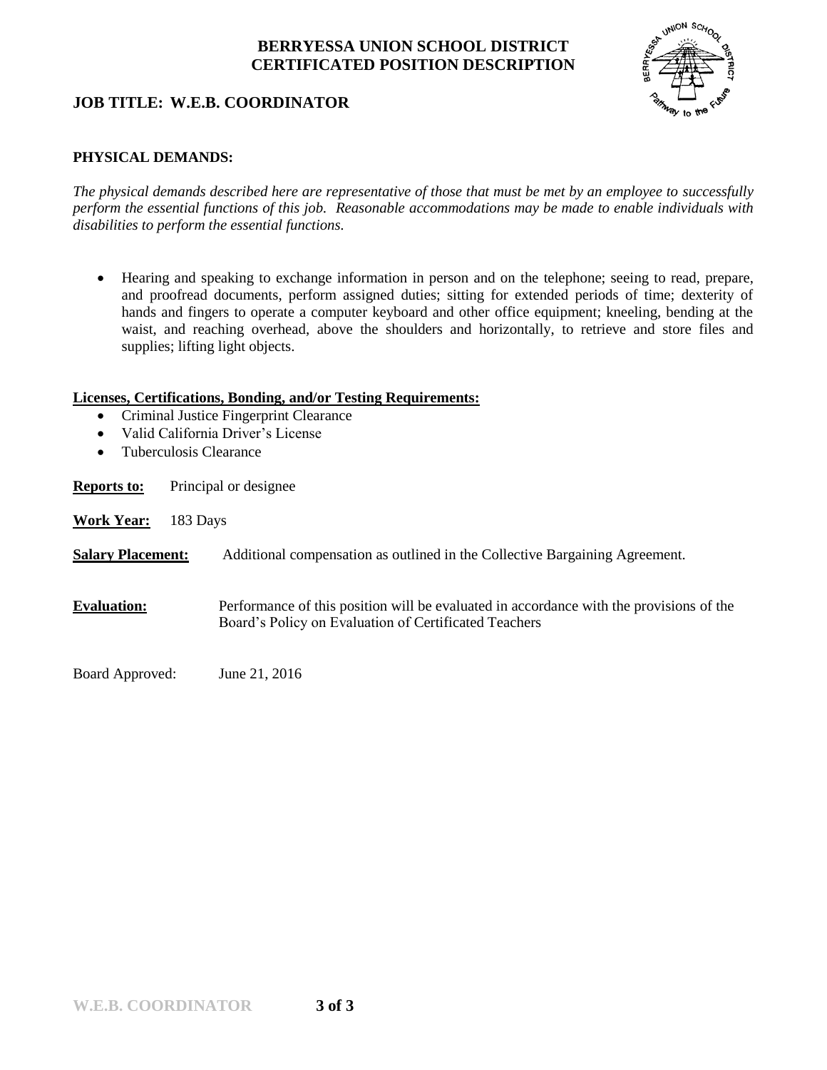**BERRYESSA UNION SCHOOL DISTRICT**
**CERTIFICATED POSITION DESCRIPTION**

## JOB TITLE: W.E.B. COORDINATOR

### PHYSICAL DEMANDS:

*The physical demands described here are representative of those that must be met by an employee to successfully perform the essential functions of this job. Reasonable accommodations may be made to enable individuals with disabilities to perform the essential functions.*

- Hearing and speaking to exchange information in person and on the telephone; seeing to read, prepare, and proofread documents, perform assigned duties; sitting for extended periods of time; dexterity of hands and fingers to operate a computer keyboard and other office equipment; kneeling, bending at the waist, and reaching overhead, above the shoulders and horizontally, to retrieve and store files and supplies; lifting light objects.

**Licenses, Certifications, Bonding, and/or Testing Requirements:**

- Criminal Justice Fingerprint Clearance
- Valid California Driver's License
- Tuberculosis Clearance

**Reports to:** Principal or designee

**Work Year:** 183 Days

**Salary Placement:** Additional compensation as outlined in the Collective Bargaining Agreement.

**Evaluation:** Performance of this position will be evaluated in accordance with the provisions of the Board's Policy on Evaluation of Certificated Teachers

Board Approved: June 21, 2016